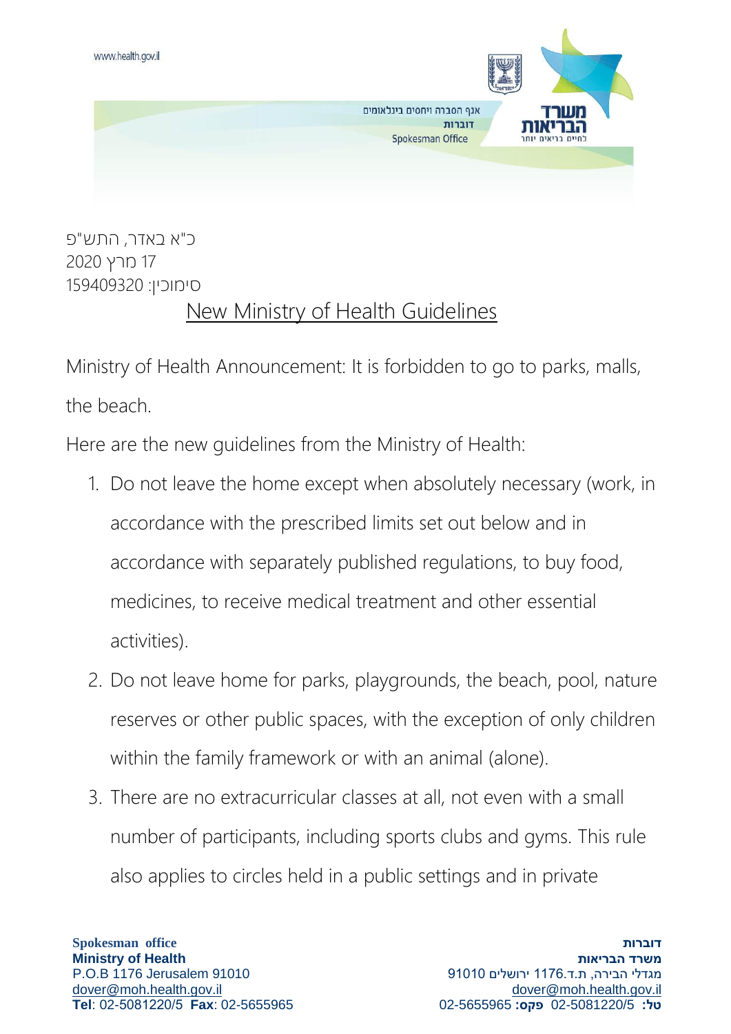www.health.gov.il

אגף הסברה ויחסים בינלאומיים
דוברות
Spokesman Office

משרד הבריאות
לחיים בריאים יותר

כ"א באדר, התש"פ
17 מרץ 2020
סימוכין: 159409320

# New Ministry of Health Guidelines

Ministry of Health Announcement: It is forbidden to go to parks, malls, the beach.

Here are the new guidelines from the Ministry of Health:

1. Do not leave the home except when absolutely necessary (work, in accordance with the prescribed limits set out below and in accordance with separately published regulations, to buy food, medicines, to receive medical treatment and other essential activities).
2. Do not leave home for parks, playgrounds, the beach, pool, nature reserves or other public spaces, with the exception of only children within the family framework or with an animal (alone).
3. There are no extracurricular classes at all, not even with a small number of participants, including sports clubs and gyms. This rule also applies to circles held in a public settings and in private

**Spokesman office**
**Ministry of Health**
P.O.B 1176 Jerusalem 91010
dover@moh.health.gov.il
**Tel**: 02-5081220/5 **Fax**: 02-5655965

**דוברות**
**משרד הבריאות**
מגדלי הבירה, ת.ד.1176 ירושלים 91010
dover@moh.health.gov.il
**טל:** 02-5081220/5 **פקס:** 02-5655965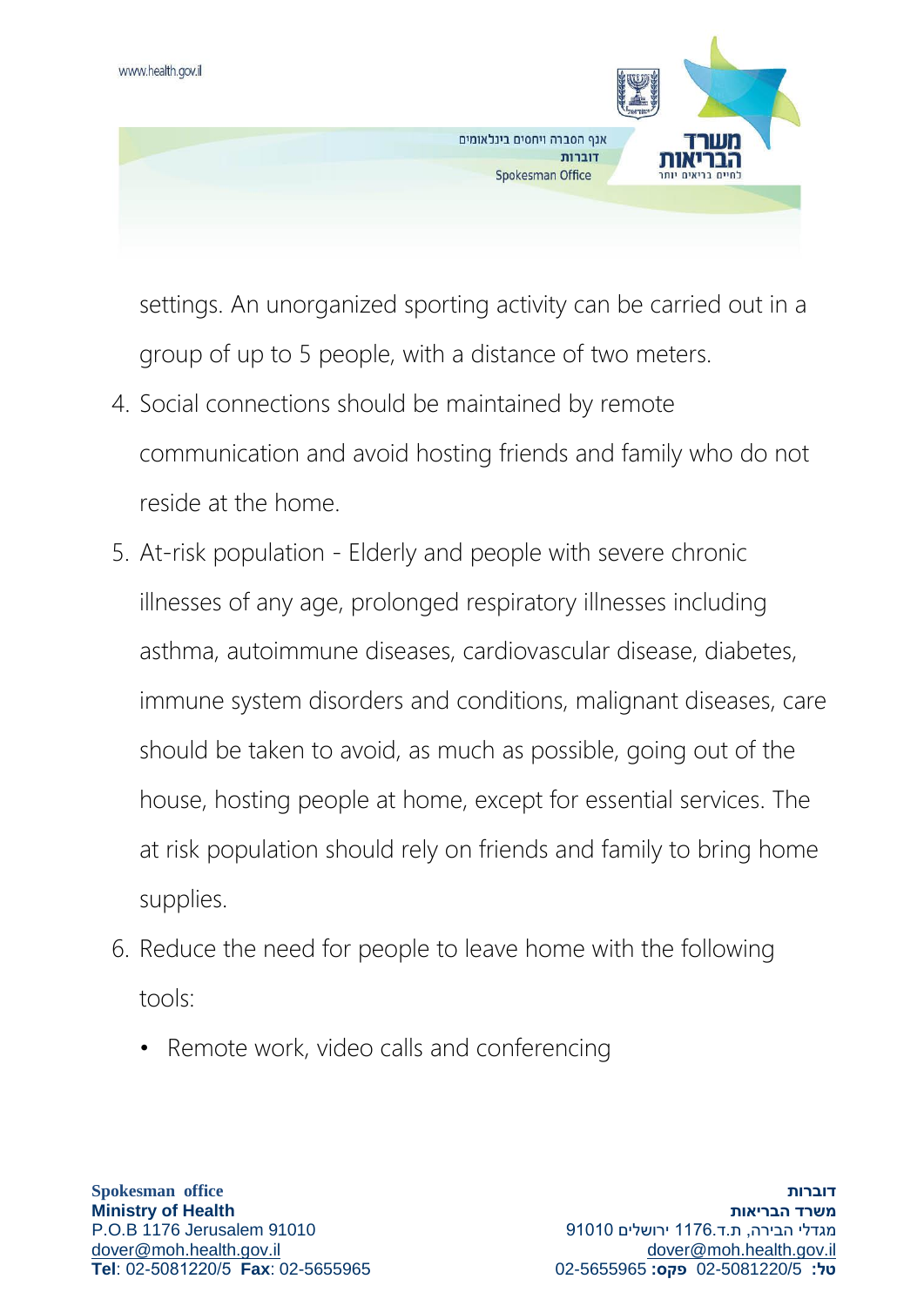settings. An unorganized sporting activity can be carried out in a group of up to 5 people, with a distance of two meters.

4. Social connections should be maintained by remote communication and avoid hosting friends and family who do not reside at the home.
5. At-risk population - Elderly and people with severe chronic illnesses of any age, prolonged respiratory illnesses including asthma, autoimmune diseases, cardiovascular disease, diabetes, immune system disorders and conditions, malignant diseases, care should be taken to avoid, as much as possible, going out of the house, hosting people at home, except for essential services. The at risk population should rely on friends and family to bring home supplies.
6. Reduce the need for people to leave home with the following tools:
   - Remote work, video calls and conferencing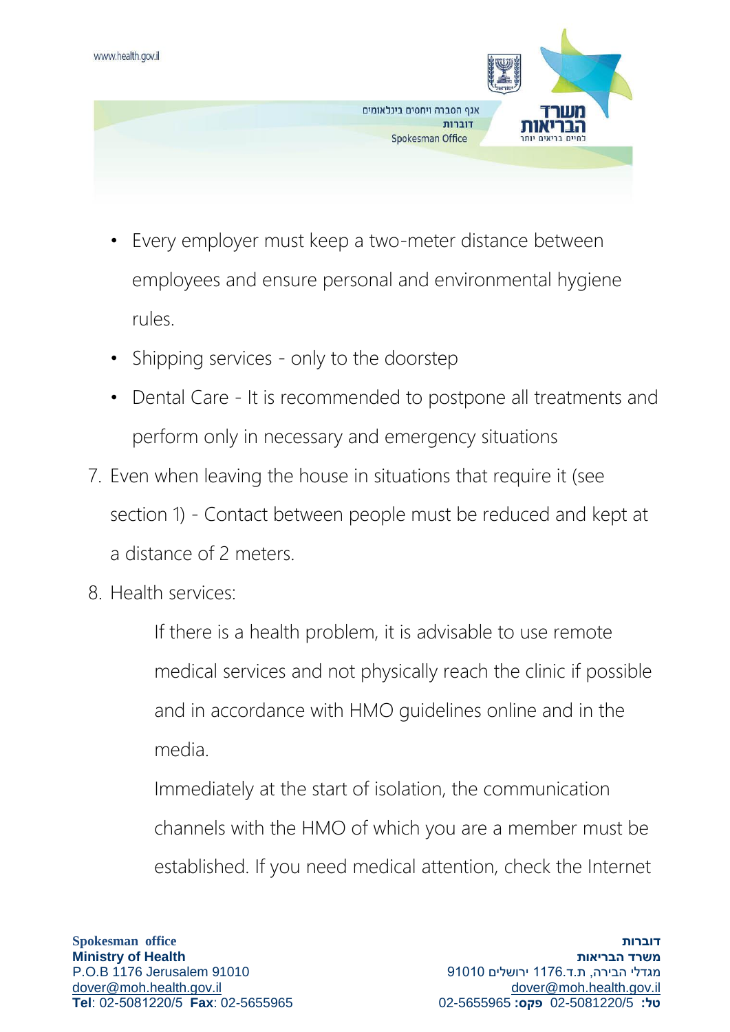- Every employer must keep a two-meter distance between employees and ensure personal and environmental hygiene rules.
- Shipping services - only to the doorstep
- Dental Care - It is recommended to postpone all treatments and perform only in necessary and emergency situations

7. Even when leaving the house in situations that require it (see section 1) - Contact between people must be reduced and kept at a distance of 2 meters.
8. Health services:

   If there is a health problem, it is advisable to use remote medical services and not physically reach the clinic if possible and in accordance with HMO guidelines online and in the media.

   Immediately at the start of isolation, the communication channels with the HMO of which you are a member must be established. If you need medical attention, check the Internet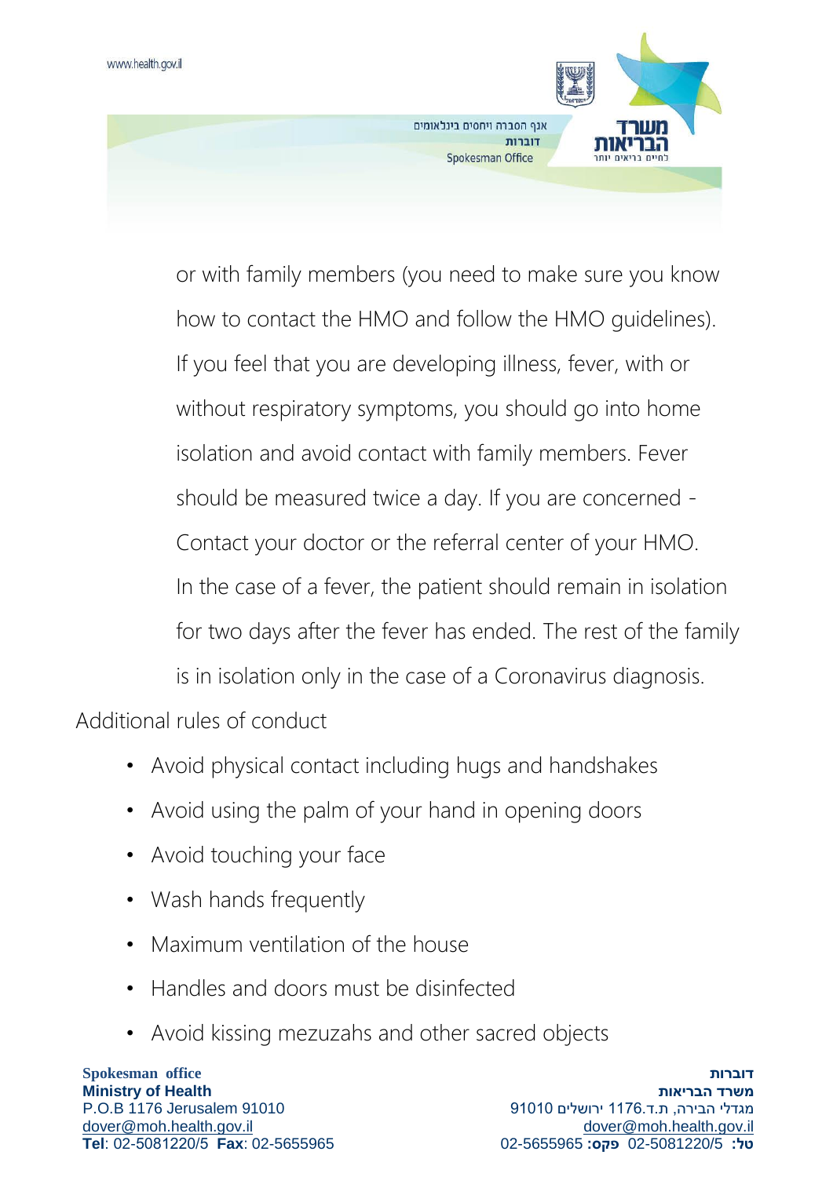or with family members (you need to make sure you know how to contact the HMO and follow the HMO guidelines). If you feel that you are developing illness, fever, with or without respiratory symptoms, you should go into home isolation and avoid contact with family members. Fever should be measured twice a day. If you are concerned - Contact your doctor or the referral center of your HMO. In the case of a fever, the patient should remain in isolation for two days after the fever has ended. The rest of the family is in isolation only in the case of a Coronavirus diagnosis.

Additional rules of conduct

- Avoid physical contact including hugs and handshakes
- Avoid using the palm of your hand in opening doors
- Avoid touching your face
- Wash hands frequently
- Maximum ventilation of the house
- Handles and doors must be disinfected
- Avoid kissing mezuzahs and other sacred objects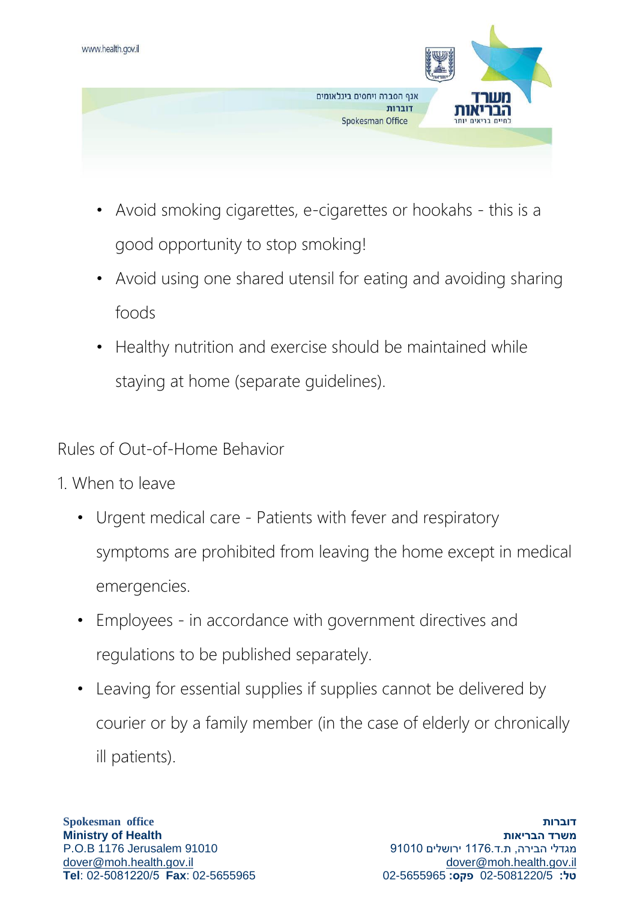- Avoid smoking cigarettes, e-cigarettes or hookahs - this is a good opportunity to stop smoking!
- Avoid using one shared utensil for eating and avoiding sharing foods
- Healthy nutrition and exercise should be maintained while staying at home (separate guidelines).

Rules of Out-of-Home Behavior

1. When to leave

   - Urgent medical care - Patients with fever and respiratory symptoms are prohibited from leaving the home except in medical emergencies.
   - Employees - in accordance with government directives and regulations to be published separately.
   - Leaving for essential supplies if supplies cannot be delivered by courier or by a family member (in the case of elderly or chronically ill patients).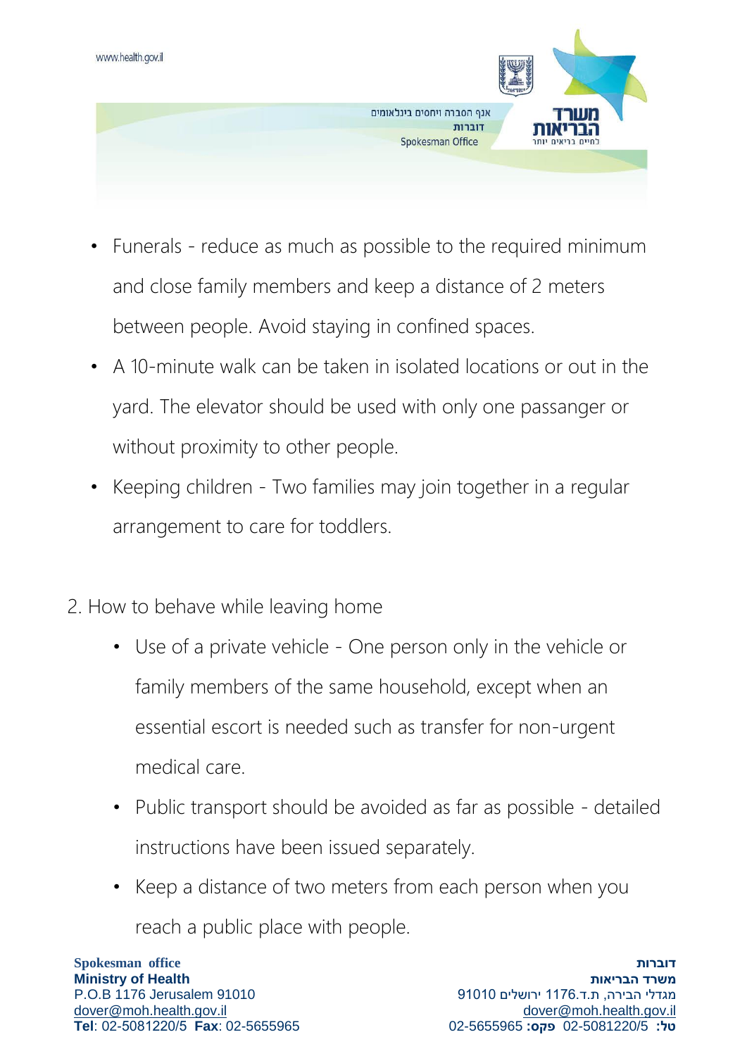- Funerals - reduce as much as possible to the required minimum and close family members and keep a distance of 2 meters between people. Avoid staying in confined spaces.
- A 10-minute walk can be taken in isolated locations or out in the yard. The elevator should be used with only one passanger or without proximity to other people.
- Keeping children - Two families may join together in a regular arrangement to care for toddlers.

2. How to behave while leaving home

    - Use of a private vehicle - One person only in the vehicle or family members of the same household, except when an essential escort is needed such as transfer for non-urgent medical care.
    - Public transport should be avoided as far as possible - detailed instructions have been issued separately.
    - Keep a distance of two meters from each person when you reach a public place with people.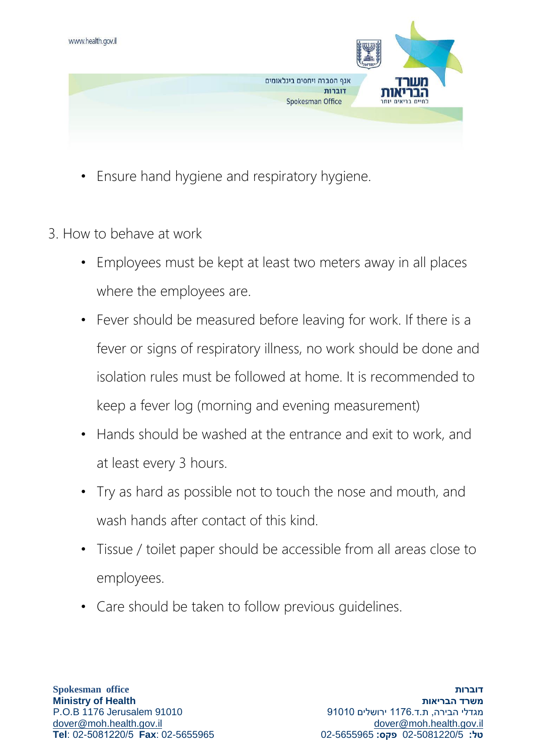- Ensure hand hygiene and respiratory hygiene.

3. How to behave at work

- Employees must be kept at least two meters away in all places where the employees are.
- Fever should be measured before leaving for work. If there is a fever or signs of respiratory illness, no work should be done and isolation rules must be followed at home. It is recommended to keep a fever log (morning and evening measurement)
- Hands should be washed at the entrance and exit to work, and at least every 3 hours.
- Try as hard as possible not to touch the nose and mouth, and wash hands after contact of this kind.
- Tissue / toilet paper should be accessible from all areas close to employees.
- Care should be taken to follow previous guidelines.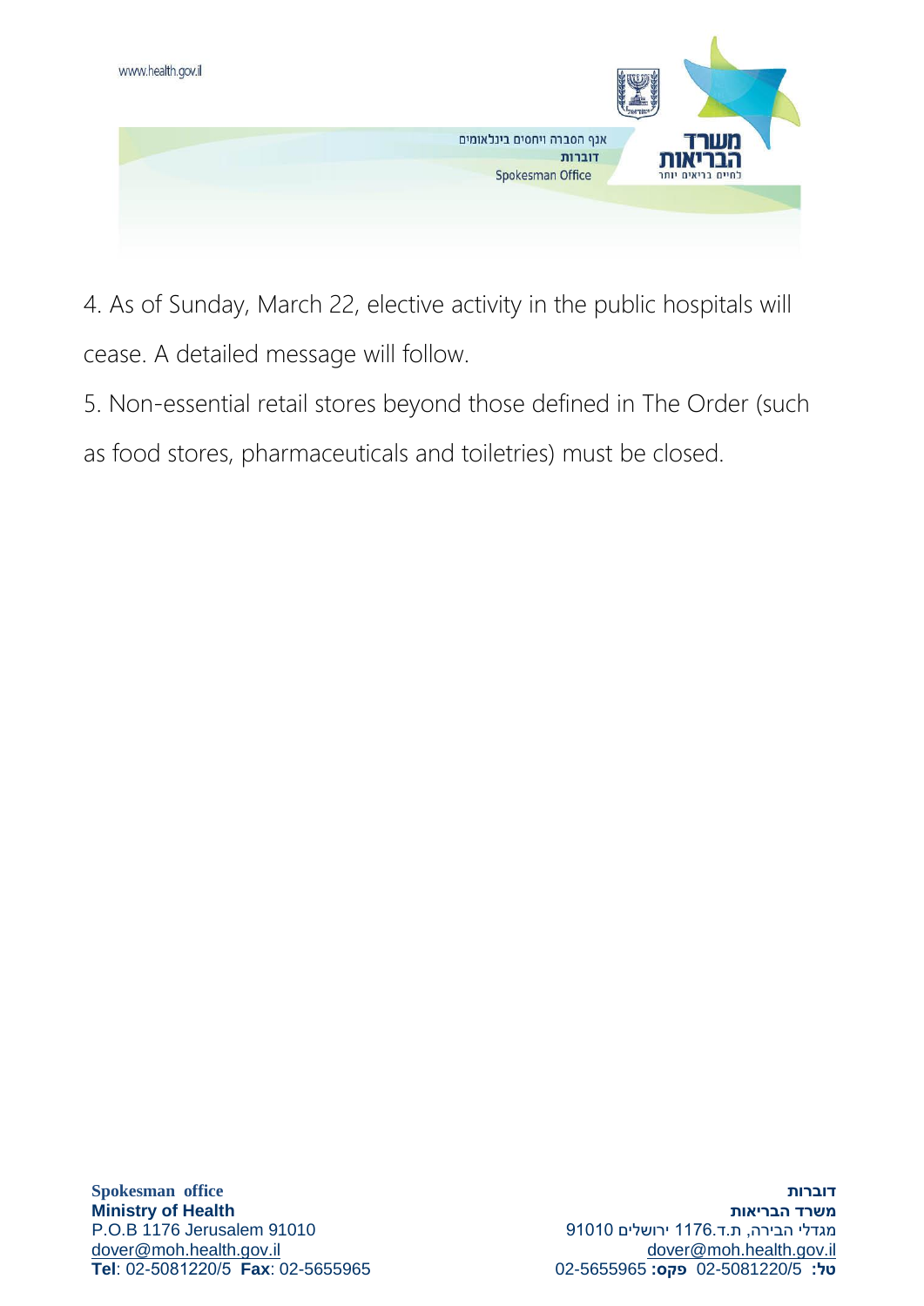4. As of Sunday, March 22, elective activity in the public hospitals will cease. A detailed message will follow.

5. Non-essential retail stores beyond those defined in The Order (such as food stores, pharmaceuticals and toiletries) must be closed.